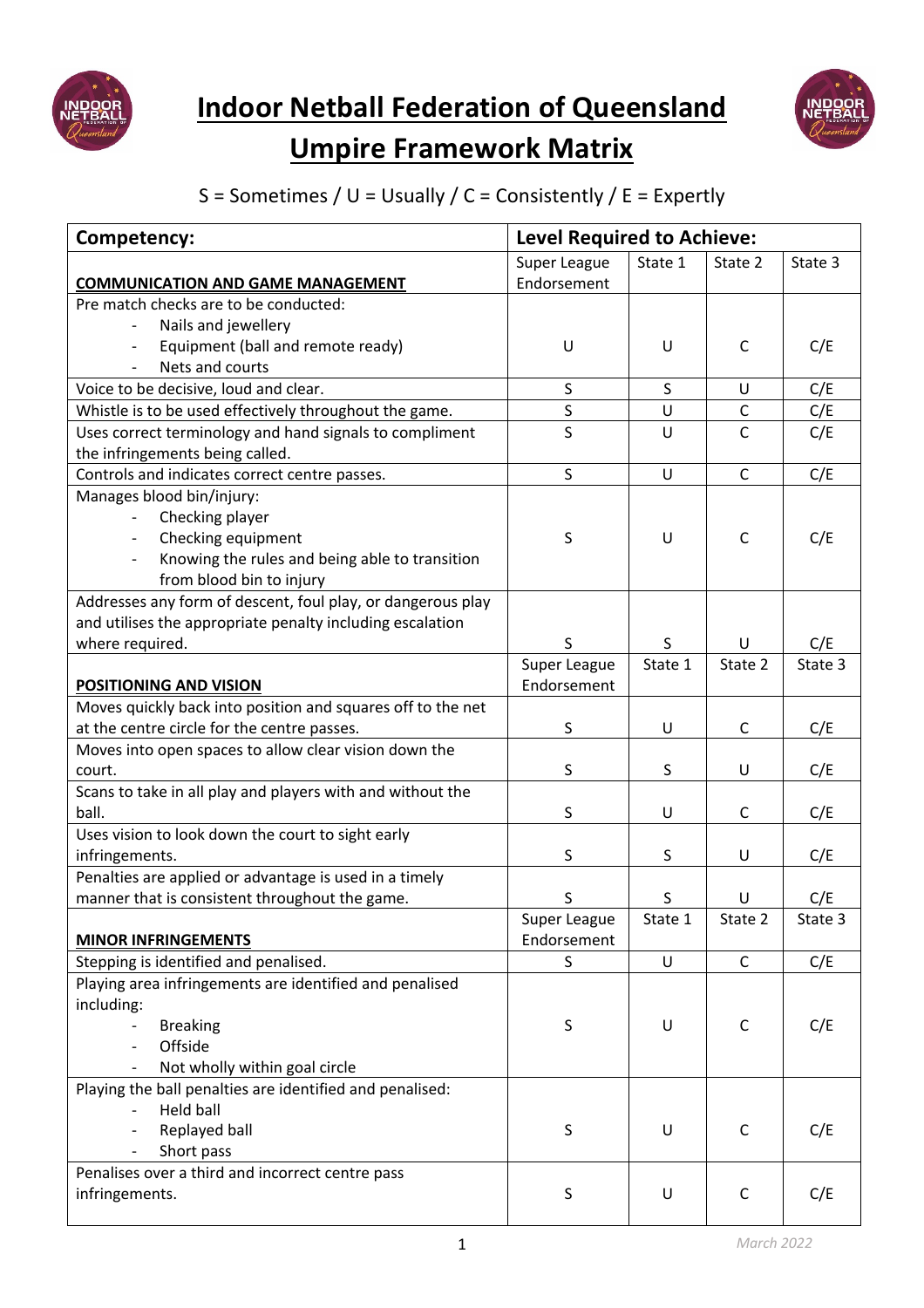# Indoor Netball Federation of Queensland

## Umpire Framework Matrix

S = Sometimes / U = Usually / C = Consistently / E = Expertly

| Competency: | Level Required to Achieve: | | | |
|---|---|---|---|---|
| **COMMUNICATION AND GAME MANAGEMENT** | Super League Endorsement | State 1 | State 2 | State 3 |
| Pre match checks are to be conducted:<br>- Nails and jewellery<br>- Equipment (ball and remote ready)<br>- Nets and courts | U | U | C | C/E |
| Voice to be decisive, loud and clear. | S | S | U | C/E |
| Whistle is to be used effectively throughout the game. | S | U | C | C/E |
| Uses correct terminology and hand signals to compliment the infringements being called. | S | U | C | C/E |
| Controls and indicates correct centre passes. | S | U | C | C/E |
| Manages blood bin/injury:<br>- Checking player<br>- Checking equipment<br>- Knowing the rules and being able to transition from blood bin to injury | S | U | C | C/E |
| Addresses any form of descent, foul play, or dangerous play and utilises the appropriate penalty including escalation where required. | S | S | U | C/E |
| **POSITIONING AND VISION** | Super League Endorsement | State 1 | State 2 | State 3 |
| Moves quickly back into position and squares off to the net at the centre circle for the centre passes. | S | U | C | C/E |
| Moves into open spaces to allow clear vision down the court. | S | S | U | C/E |
| Scans to take in all play and players with and without the ball. | S | U | C | C/E |
| Uses vision to look down the court to sight early infringements. | S | S | U | C/E |
| Penalties are applied or advantage is used in a timely manner that is consistent throughout the game. | S | S | U | C/E |
| **MINOR INFRINGEMENTS** | Super League Endorsement | State 1 | State 2 | State 3 |
| Stepping is identified and penalised. | S | U | C | C/E |
| Playing area infringements are identified and penalised including:<br>- Breaking<br>- Offside<br>- Not wholly within goal circle | S | U | C | C/E |
| Playing the ball penalties are identified and penalised:<br>- Held ball<br>- Replayed ball<br>- Short pass | S | U | C | C/E |
| Penalises over a third and incorrect centre pass infringements. | S | U | C | C/E |

*March 2022*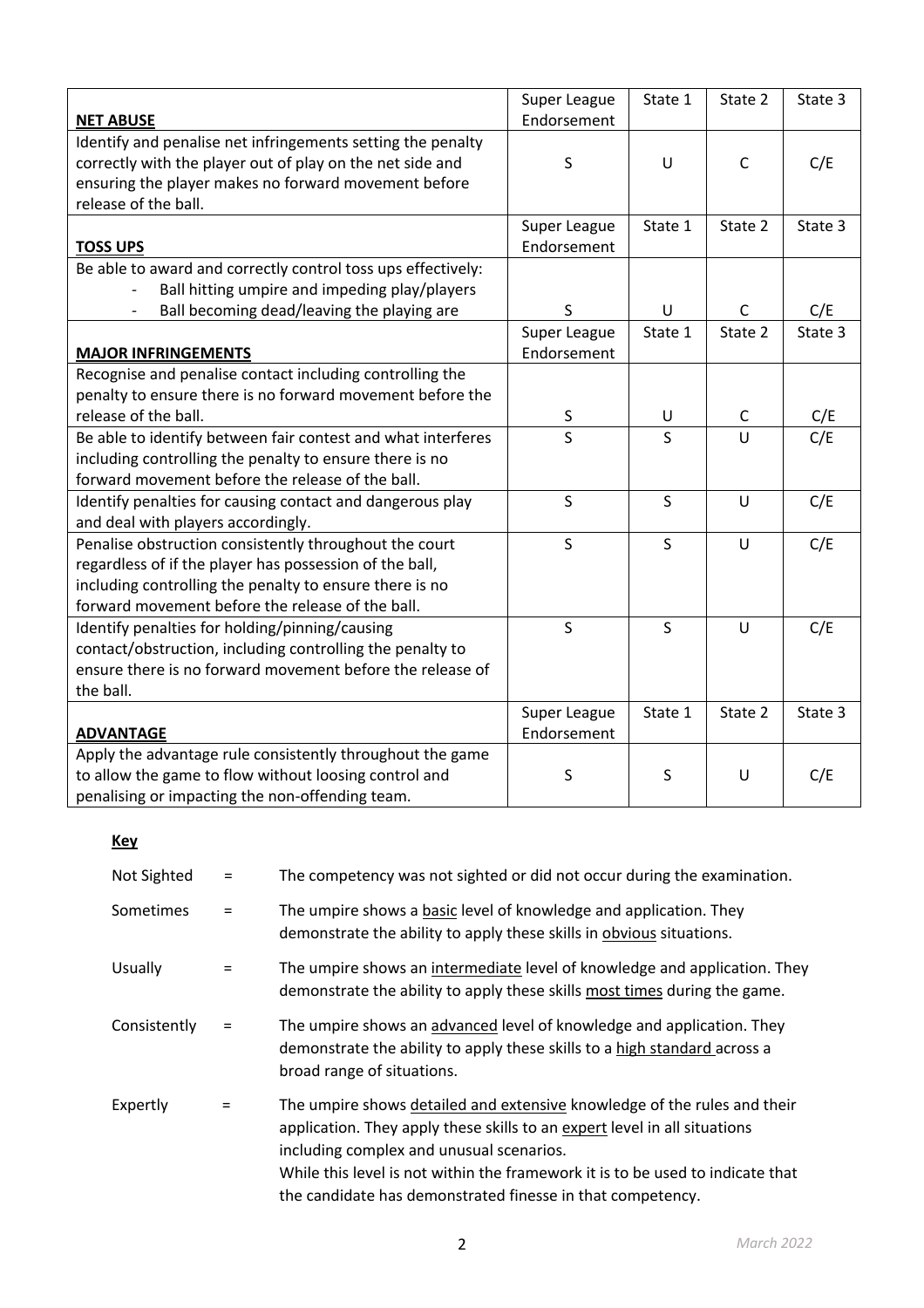| **NET ABUSE** | Super League Endorsement | State 1 | State 2 | State 3 |
|---|---|---|---|---|
| Identify and penalise net infringements setting the penalty correctly with the player out of play on the net side and ensuring the player makes no forward movement before release of the ball. | S | U | C | C/E |
| **TOSS UPS** | Super League Endorsement | State 1 | State 2 | State 3 |
| Be able to award and correctly control toss ups effectively: - Ball hitting umpire and impeding play/players - Ball becoming dead/leaving the playing are | S | U | C | C/E |
| **MAJOR INFRINGEMENTS** | Super League Endorsement | State 1 | State 2 | State 3 |
| Recognise and penalise contact including controlling the penalty to ensure there is no forward movement before the release of the ball. | S | U | C | C/E |
| Be able to identify between fair contest and what interferes including controlling the penalty to ensure there is no forward movement before the release of the ball. | S | S | U | C/E |
| Identify penalties for causing contact and dangerous play and deal with players accordingly. | S | S | U | C/E |
| Penalise obstruction consistently throughout the court regardless of if the player has possession of the ball, including controlling the penalty to ensure there is no forward movement before the release of the ball. | S | S | U | C/E |
| Identify penalties for holding/pinning/causing contact/obstruction, including controlling the penalty to ensure there is no forward movement before the release of the ball. | S | S | U | C/E |
| **ADVANTAGE** | Super League Endorsement | State 1 | State 2 | State 3 |
| Apply the advantage rule consistently throughout the game to allow the game to flow without loosing control and penalising or impacting the non-offending team. | S | S | U | C/E |

**Key**

| | | |
|---|---|---|
| Not Sighted | = | The competency was not sighted or did not occur during the examination. |
| Sometimes | = | The umpire shows a basic level of knowledge and application. They demonstrate the ability to apply these skills in obvious situations. |
| Usually | = | The umpire shows an intermediate level of knowledge and application. They demonstrate the ability to apply these skills most times during the game. |
| Consistently | = | The umpire shows an advanced level of knowledge and application. They demonstrate the ability to apply these skills to a high standard across a broad range of situations. |
| Expertly | = | The umpire shows detailed and extensive knowledge of the rules and their application. They apply these skills to an expert level in all situations including complex and unusual scenarios. While this level is not within the framework it is to be used to indicate that the candidate has demonstrated finesse in that competency. |

*March 2022*